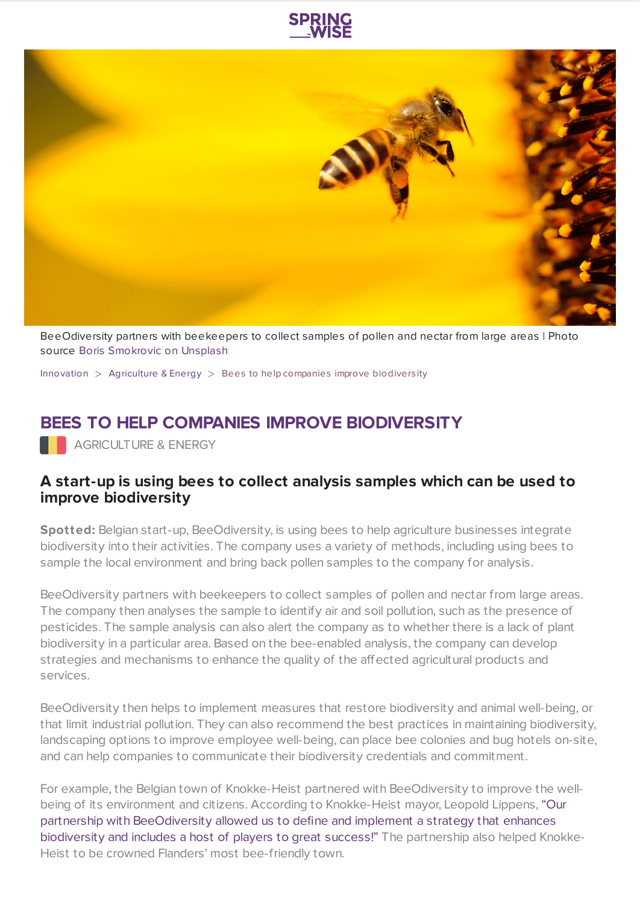BeeOdiversity partners with beekeepers to collect samples of pollen and nectar from large areas | Photo source Boris Smokrovic on Unsplash

Innovation > Agriculture & Energy > Bees to help companies improve biodiversity

# BEES TO HELP COMPANIES IMPROVE BIODIVERSITY

AGRICULTURE & ENERGY

### A start-up is using bees to collect analysis samples which can be used to improve biodiversity

**Spotted:** Belgian start-up, BeeOdiversity, is using bees to help agriculture businesses integrate biodiversity into their activities. The company uses a variety of methods, including using bees to sample the local environment and bring back pollen samples to the company for analysis.

BeeOdiversity partners with beekeepers to collect samples of pollen and nectar from large areas. The company then analyses the sample to identify air and soil pollution, such as the presence of pesticides. The sample analysis can also alert the company as to whether there is a lack of plant biodiversity in a particular area. Based on the bee-enabled analysis, the company can develop strategies and mechanisms to enhance the quality of the affected agricultural products and services.

BeeOdiversity then helps to implement measures that restore biodiversity and animal well-being, or that limit industrial pollution. They can also recommend the best practices in maintaining biodiversity, landscaping options to improve employee well-being, can place bee colonies and bug hotels on-site, and can help companies to communicate their biodiversity credentials and commitment.

For example, the Belgian town of Knokke-Heist partnered with BeeOdiversity to improve the well-being of its environment and citizens. According to Knokke-Heist mayor, Leopold Lippens, "Our partnership with BeeOdiversity allowed us to define and implement a strategy that enhances biodiversity and includes a host of players to great success!" The partnership also helped Knokke-Heist to be crowned Flanders' most bee-friendly town.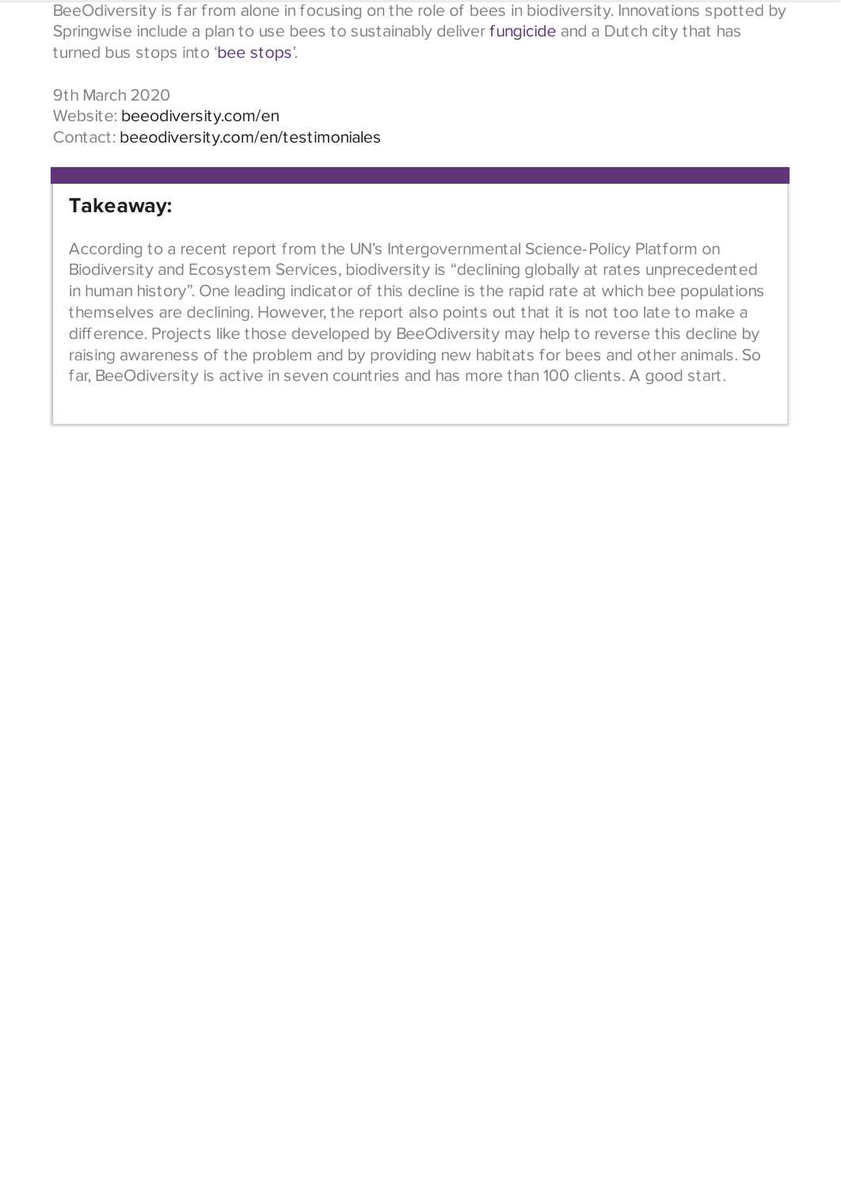BeeOdiversity is far from alone in focusing on the role of bees in biodiversity. Innovations spotted by Springwise include a plan to use bees to sustainably deliver fungicide and a Dutch city that has turned bus stops into 'bee stops'.

9th March 2020
Website: beeodiversity.com/en
Contact: beeodiversity.com/en/testimoniales

## Takeaway:

According to a recent report from the UN's Intergovernmental Science-Policy Platform on Biodiversity and Ecosystem Services, biodiversity is "declining globally at rates unprecedented in human history". One leading indicator of this decline is the rapid rate at which bee populations themselves are declining. However, the report also points out that it is not too late to make a difference. Projects like those developed by BeeOdiversity may help to reverse this decline by raising awareness of the problem and by providing new habitats for bees and other animals. So far, BeeOdiversity is active in seven countries and has more than 100 clients. A good start.